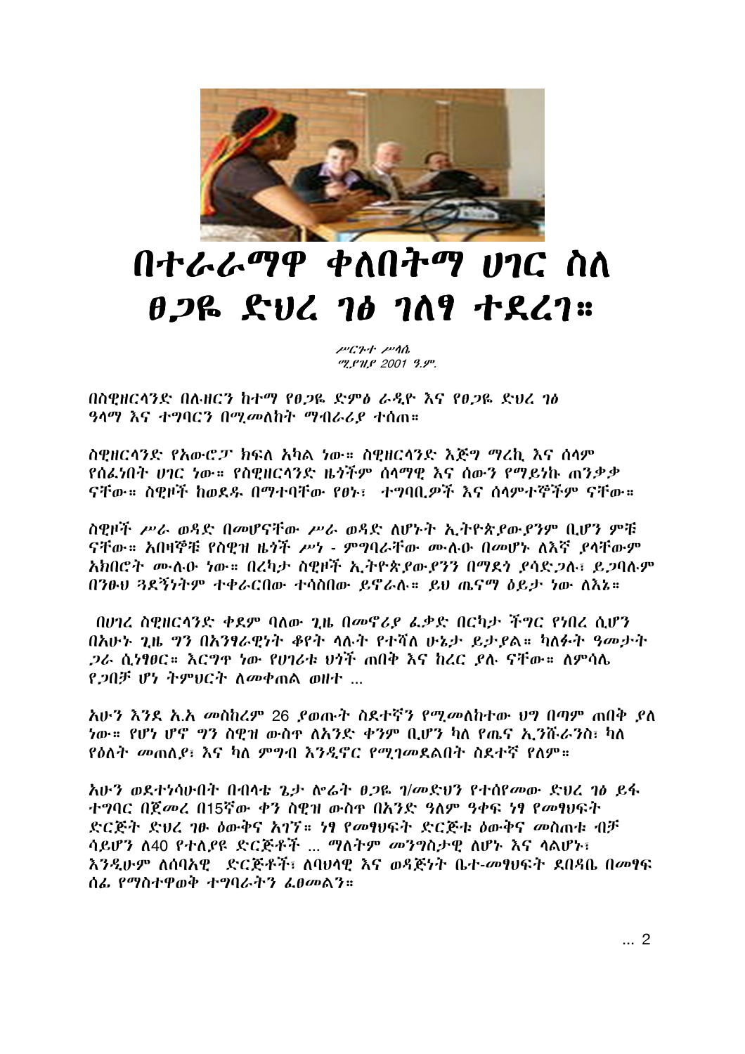# በተራራማዋ ቀለበትማ ሀገር ስለ ፀጋዬ ድህረ ገፅ ገለፃ ተደረገ።

*ሥርጉተ ሥላሴ*
*ሚያዝያ 2001 ዓ.ም.*

በስዊዘርላንድ በሉዘርን ከተማ የፀጋዬ ድምፅ ራዲዮ እና የፀጋዬ ድህረ ገፅ ዓላማ እና ተግባርን በሚመለከት ማብራሪያ ተሰጠ።

ስዊዘርላንድ የአውሮፓ ክፍለ አካል ነው። ስዊዘርላንድ እጅግ ማረኪ እና ሰላም የሰፈነበት ሀገር ነው። የስዊዘርላንድ ዜጎችም ሰላማዊ እና ሰውን የማይነኩ ጠንቃቃ ናቸው። ስዊዞች ከወደዱ በማተባቸው የፀኑ፣ ተግባቢዎች እና ሰላምተኞችም ናቸው።

ስዊዞች ሥራ ወዳድ በመሆናቸው ሥራ ወዳድ ለሆኑት ኢትዮጵያውያንም ቢሆን ምቹ ናቸው። አብዛኞቹ የስዊዝ ዜጎች ሥነ - ምግባራቸው ሙሉዑ በመሆኑ ለእኛ ያላቸውም አክብሮት ሙሉዑ ነው። በረካታ ስዊዞች ኢትዮጵያውያንን በማደጎ ያሳድጋሉ፣ ይጋባሉም በንፁህ ጓደኝነትም ተቀራርበው ተሳስበው ይኖራሉ። ይህ ጤናማ ዕይታ ነው ለእኔ።

በሀገረ ስዊዘርላንድ ቀደም ባለው ጊዜ በመኖሪያ ፈቃድ በርካታ ችግር የነበረ ሲሆን በአሁኑ ጊዜ ግን በአንፃራዊነት ቆየት ላሉት የተሻለ ሁኔታ ይታያል። ካለፉት ዓመታት ጋራ ሲነፃፀር። እርግጥ ነው የሀገሪቱ ህጎች ጠበቅ እና ከረር ያሉ ናቸው። ለምሳሌ የጋበቻ ሆነ ትምህርት ለመቀጠል ወዘተ ...

አሁን እንደ አ.አ መስከረም 26 ያወጡት ስደተኛን የሚመለከተው ህግ በጣም ጠበቅ ያለ ነው። የሆነ ሆኖ ግን ስዊዝ ውስጥ ለአንድ ቀንም ቢሆን ካለ የጤና ኢንሹራንስ፣ ካለ የዕለት መጠለያ፣ እና ካለ ምግብ እንዲኖር የሚገመደልበት ስደተኛ የለም።

አሁን ወደተነሳሁበት በብላቴ ጌታ ሎሬት ፀጋዬ ገ/መድህን የተሰየመው ድህረ ገፅ ይፋ ተግባር በጀመረ በ15ኛው ቀን ስዊዝ ውስጥ በአንድ ዓለም ዓቀፍ ነፃ የመፃህፍት ድርጅት ድህረ ገፁ ዕውቅና አገኘ። ነፃ የመፃህፍት ድርጅቱ ዕውቅና መስጠቱ ብቻ ሳይሆን ለ40 የተለያዩ ድርጅቶች ... ማለትም መንግስታዊ ለሆኑ እና ላልሆኑ፣ እንዲሁም ለሰባአዊ ድርጅቶች፣ ለባህላዊ እና ወዳጅነት ቤተ-መፃህፍት ደበዳቤ በመፃፍ ሰፊ የማስተዋወቅ ተግባራትን ፈፀመልን።

... 2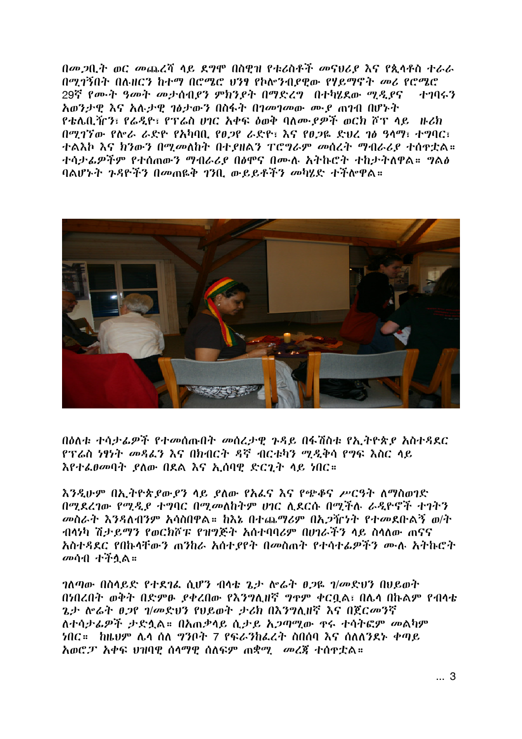በመጋቢት ወር መጨረሻ ላይ ደግሞ በስዊዝ የቱሪስቶች መናህሪያ እና የጲላቶስ ተራራ በሚገኝበት በሉዘርን ከተማ በሮሜሮ ሀንፃ የኮሎንቢያዊው የሃይማኖት መሪ የሮሜሮ 29ኛ የሙት ዓመት መታሰቢያን ምክንያት በማድረግ በተካሄደው ሚዲያና ተገባሩን አወንታዊ እና አሉታዊ ገፅታውን በስፋት በገመገመው ሙያ ጠገብ በሆኑት የቴሌቢዥን፣ የሬዲዮ፣ የፕሬስ ሀገር አቀፍ ዕወቅ ባለሙያዎች ወርክ ሾፕ ላይ ዙሪክ በሚገኘው የሎራ ራድዮ የአካባቢ የፀጋየ ራድዮ፣ እና የፀጋዬ ድህረ ገፅ ዓላማ፣ ተግባር፣ ተልእኮ እና ክንውን በሚመለከት በተያዘልን ፕሮግራም መሰረት ማብራሪያ ተሰጥቷል። ተሳታፊዎችም የተሰጠውን ማብራሪያ በፅሞና በሙሉ አትኩሮት ተከታትለዋል። ግልፅ ባልሆኑት ጉዳዮችን በመጠዬቅ ገንቢ ውይይቶችን መካሄድ ተችሎዋል።

በዕለቱ ተሳታፊዎች የተመሰጡበት መሰረታዊ ጉዳይ በፋሽስቱ የኢትዮጵያ አስተዳደር የፕሬስ ነፃነት መዳፈን እና በክብርት ዳኛ ብርቱካን ሚዴቅሳ የግፍ እስር ላይ እየተፈፀመባት ያለው በደል እና ኢሰባዊ ድርጊት ላይ ነበር።

እንዲሁም በኢትዮጵያውያን ላይ ያለው የአፈና እና የጭቆና ሥርዓት ለማስወገድ በሚደረገው የሚዲያ ተግባር በሚመለከትም ሀገር ሊደርሱ በሚችሉ ራዲዮኖች ተገትን መስራት እንዳለብንም አሳስበዋል። ከእኔ በተጨማሪም በአጋዥነት የተመደቡልኝ ወ/ት ብላነካ ሽታይማን የወርክሾፑ የዝግጅት አሰተባባሪም በሀገራችን ላይ ስላለው ጠናና አስተዳደር የበኩላቸውን ጠንከራ አሰተያየት በመስጠት የተሳተፊዎችን ሙሉ አትኩሮት መሳብ ተችሏል።

ገለጣው በስላይድ የተደገፈ ሲሆን ብላቴ ጌታ ሎሬት ፀጋዬ ገ/መድህን በህይወት በነበረበት ወቅት በድምፁ ያቀረበው የእንግሊዘኛ ግጥም ቀርቧል፣ በሌላ በኩልም የብላቴ ጌታ ሎሬት ፀጋየ ገ/መድህን የህይወት ታሪክ በእንግሊዘኛ እና በጀርመንኛ ለተሳታፊዎች ታድሏል። በአጠቃላይ ሲታይ አጋጣሚው ጥሩ ተሳትፎም መልካም ነበር። ከዜህም ሌላ ሰለ ግንቦት 7 የፍራንከፈረት ስበሰባ እና ሰለለንደኑ ቀጣይ አወሮፓ አቀፍ ህዝባዊ ሰላማዊ ሰለፍም ጠቃሚ መረጃ ተሰጥቷል።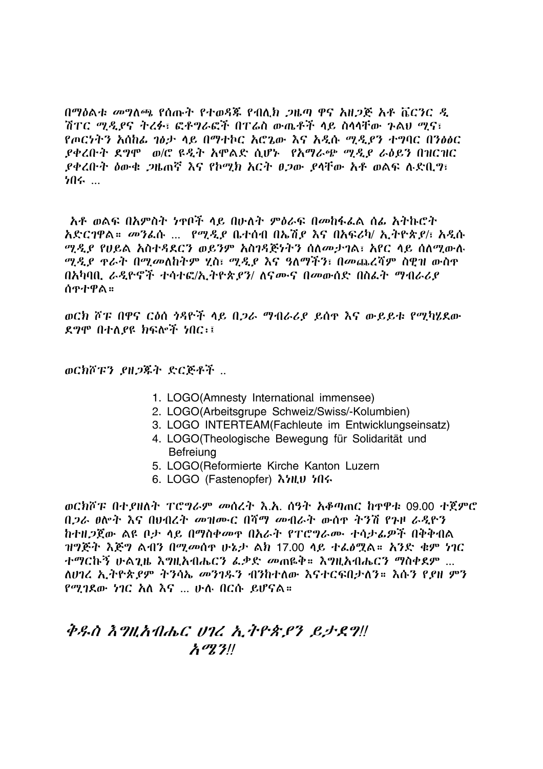በማዕልቱ መግለጫ የሰጡት የተወዳጁ የብሊክ ጋዜጣ ዋና አዘጋጅ አቶ ቬርንር ዲ ሽተር ሚዲያና ትረፉ፣ ፎቶግራፎች በፕሬስ ውጤቶች ላይ ስላላቸው ጉልህ ሚና፣ የጦርነትን አስከፊ ገፅታ ላይ በማተኮር አሮጌው እና አዲሱ ሚዲያን ተግባር በንፅፅር ያቀረቡት ደግሞ ወ/ሮ ዩዲት አሞልድ ሲሆኑ የአማራጭ ሚዲያ ራዕይን በዝርዝር ያቀረቡት ዕውቁ ጋዜጠኛ እና የኮሚክ አርት ፀጋው ያላቸው አቶ ወልፍ ሉድቢግ፣ ነበሩ ...

አቶ ወልፍ በአምስት ነጥቦች ላይ በሁለት ምዕራፍ በመከፋፈል ሰፊ አትኩሮት አድርገዋል። መንፈሱ ... የሚዲያ ቤተሰብ በኤሽያ እና በአፍሪካ/ ኢትዮጵያ/፣ አዲሱ ሚዲያ የሀይል አስተዳደርን ወይንም አስገዳጅነትን ሰለመታገል፣ አየር ላይ ሰለሚውሉ ሚዲያ ጥራት በሚመለከትም ሂስ፣ ሚዲያ እና ዓለማችን፣ በመጨረሻም ስዊዝ ውስጥ በአካባቢ ራዲዮኖች ተሳተፎ/ኢትዮጵያን/ ለናሙና በመውሰድ በስፊት ማብራሪያ ሰጥተዋል።

ወርክ ሾፑ በዋና ርዕሰ ጉዳዮች ላይ በጋራ ማብራሪያ ይሰጥ እና ውይይቱ የሚካሄደው ደግሞ በተለያዩ ክፍሎች ነበር፡፤

ወርክሾፑን ያዘጋጁት ድርጅቶች ..

1. LOGO(Amnesty International immensee)
2. LOGO(Arbeitsgrupe Schweiz/Swiss/-Kolumbien)
3. LOGO INTERTEAM(Fachleute im Entwicklungseinsatz)
4. LOGO(Theologische Bewegung für Solidarität und Befreiung
5. LOGO(Reformierte Kirche Kanton Luzern
6. LOGO (Fastenopfer) እነዚህ ነበሩ

ወርክሾፑ በተያዘለት ፕሮግራም መሰረት እ.አ. ሰዓት አቆጣጠር ከጥዋቱ 09.00 ተጀምሮ በጋራ ፀሎት እና በህብረት መዝሙር በሻማ መብራት ውስጥ ትንሽ የጉዞ ራዲዮን ከተዘጋጀው ልዩ ቦታ ላይ በማስቀመጥ በአራት የፕሮግራሙ ተሳታፊዎች በቅቅብል ዝግጅት እጅግ ልብን በሚመሰጥ ሁኔታ ልክ 17.00 ላይ ተፈፅሟል። አንድ ቁም ነገር ተማርኩኝ ሁልጊዜ እግዚአብሔርን ፈቃድ መጠዬቅ። እግዚአብሔርን ማስቀደም ... ለሀገረ ኢትዮጵያም ትንሳኤ መንገዱን ብንከተለው እናተርፍበታለን። እሱን የያዘ ምን የሚገደው ነገር አለ እና ... ሁሉ በርሱ ይሆናል።

*ቅዱስ እግዚአብሔር ሀገረ ኢትዮጵያን ይታደግ!!*
*አሜን!!*